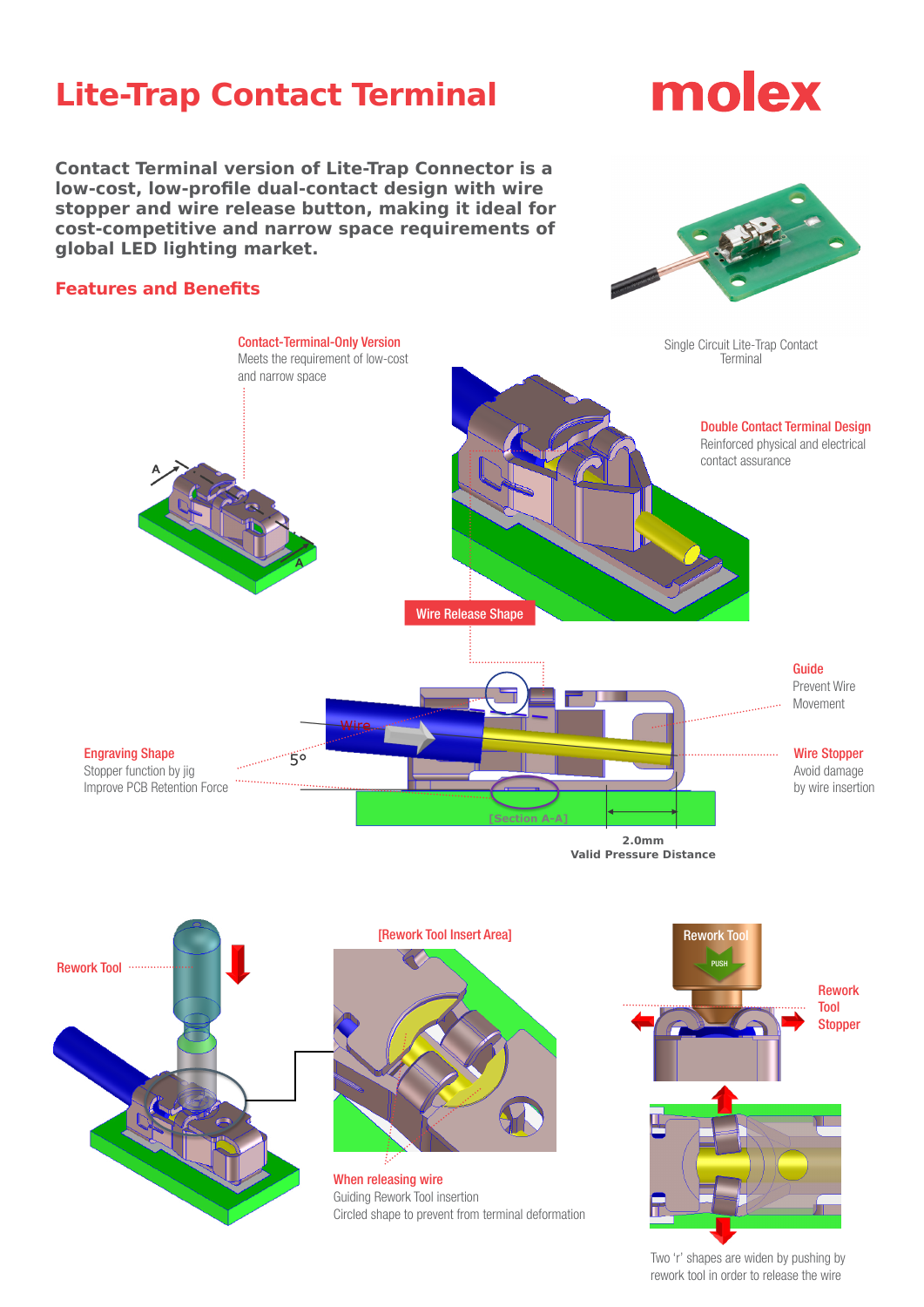# Lite-Trap Contact Terminal

molex

**Contact Terminal version of Lite-Trap Connector is a low-cost, low-profile dual-contact design with wire stopper and wire release button, making it ideal for cost-competitive and narrow space requirements of global LED lighting market.**

Single Circuit Lite-Trap Contact Terminal

## Features and Benefits

**Contact-Terminal-Only Version**
Meets the requirement of low-cost and narrow space

**Double Contact Terminal Design**
Reinforced physical and electrical contact assurance

**Wire Release Shape**

**Guide**
Prevent Wire Movement

**Engraving Shape**
Stopper function by jig
Improve PCB Retention Force

**Wire Stopper**
Avoid damage by wire insertion

5°

Wire

[Section A-A]

**2.0mm**
**Valid Pressure Distance**

**Rework Tool**

**[Rework Tool Insert Area]**

**When releasing wire**
Guiding Rework Tool insertion
Circled shape to prevent from terminal deformation

Rework Tool

PUSH

**Rework Tool Stopper**

Two 'r' shapes are widen by pushing by rework tool in order to release the wire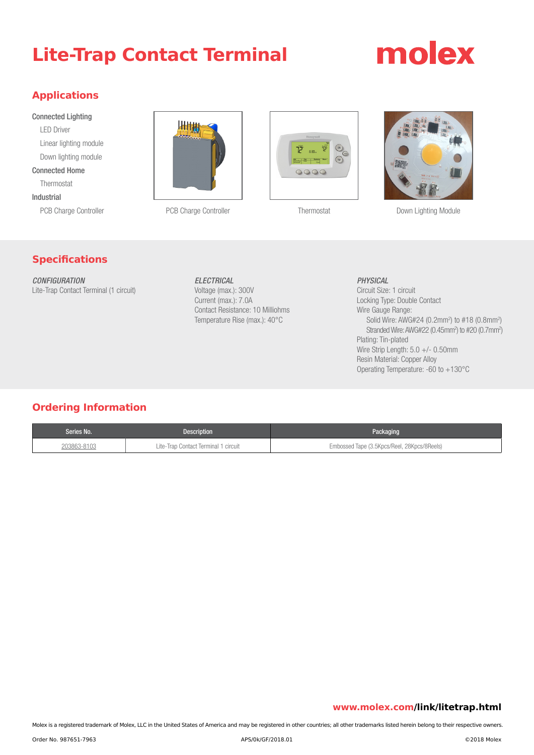# Lite-Trap Contact Terminal

molex

## Applications

Connected Lighting
- LED Driver
- Linear lighting module
- Down lighting module

Connected Home
- Thermostat

Industrial
- PCB Charge Controller

PCB Charge Controller

Thermostat

Down Lighting Module

## Specifications

*CONFIGURATION*

Lite-Trap Contact Terminal (1 circuit)

*ELECTRICAL*

Voltage (max.): 300V
Current (max.): 7.0A
Contact Resistance: 10 Milliohms
Temperature Rise (max.): 40°C

*PHYSICAL*

Circuit Size: 1 circuit
Locking Type: Double Contact
Wire Gauge Range:
- Solid Wire: AWG#24 (0.2mm$^2$) to #18 (0.8mm$^2$)
- Stranded Wire: AWG#22 (0.45mm$^2$) to #20 (0.7mm$^2$)

Plating: Tin-plated
Wire Strip Length: 5.0 +/- 0.50mm
Resin Material: Copper Alloy
Operating Temperature: -60 to +130°C

## Ordering Information

| Series No. | Description | Packaging |
|---|---|---|
| 203863-8103 | Lite-Trap Contact Terminal 1 circuit | Embossed Tape (3.5Kpcs/Reel, 28Kpcs/8Reels) |

**www.molex.com/link/litetrap.html**

Molex is a registered trademark of Molex, LLC in the United States of America and may be registered in other countries; all other trademarks listed herein belong to their respective owners.

Order No. 987651-7963 APS/0k/GF/2018.01 ©2018 Molex